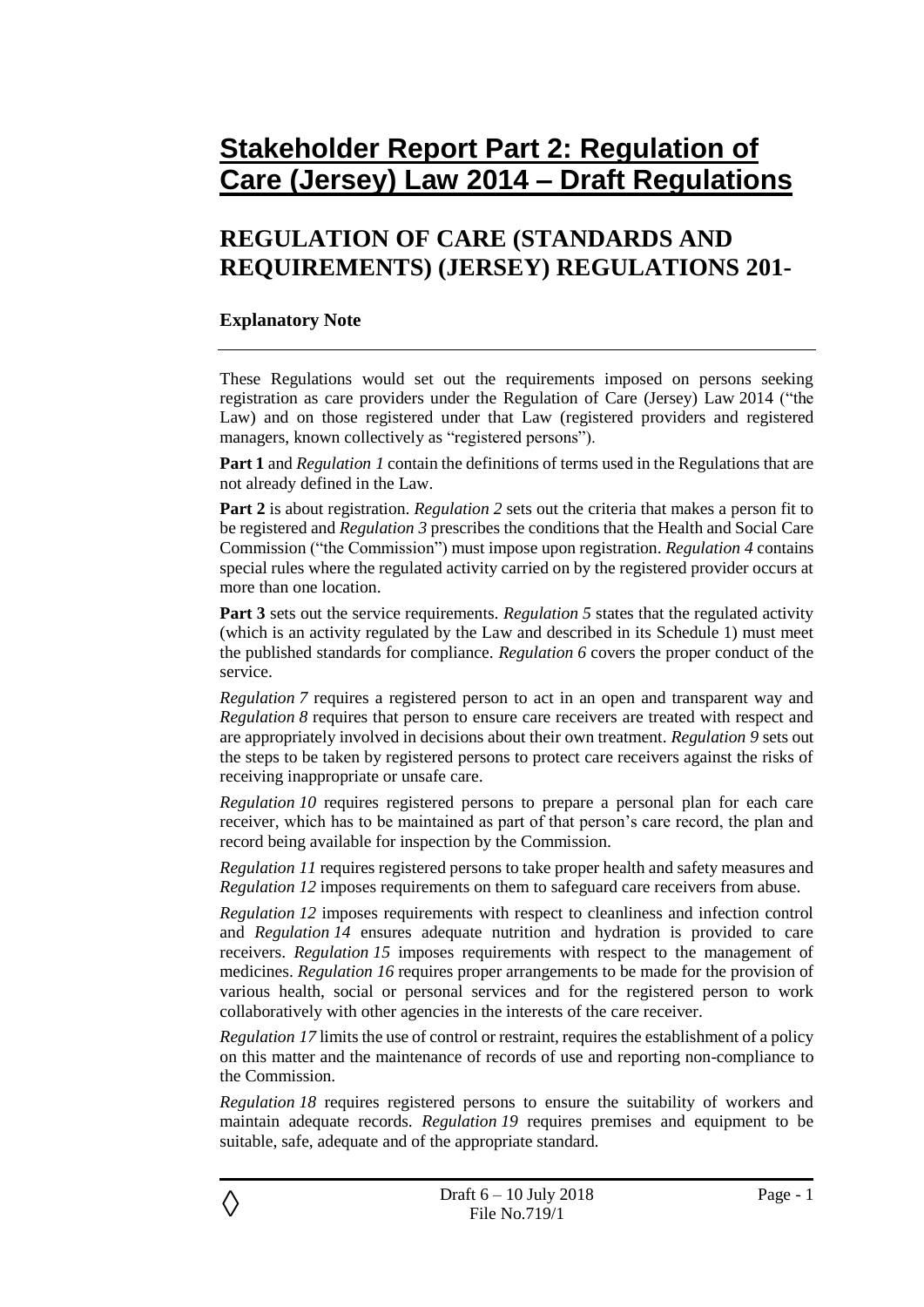# Stakeholder Report Part 2: Regulation of Care (Jersey) Law 2014 – Draft Regulations

## REGULATION OF CARE (STANDARDS AND REQUIREMENTS) (JERSEY) REGULATIONS 201-

### Explanatory Note

---

These Regulations would set out the requirements imposed on persons seeking registration as care providers under the Regulation of Care (Jersey) Law 2014 ("the Law) and on those registered under that Law (registered providers and registered managers, known collectively as "registered persons").

**Part 1** and *Regulation 1* contain the definitions of terms used in the Regulations that are not already defined in the Law.

**Part 2** is about registration. *Regulation 2* sets out the criteria that makes a person fit to be registered and *Regulation 3* prescribes the conditions that the Health and Social Care Commission ("the Commission") must impose upon registration. *Regulation 4* contains special rules where the regulated activity carried on by the registered provider occurs at more than one location.

**Part 3** sets out the service requirements. *Regulation 5* states that the regulated activity (which is an activity regulated by the Law and described in its Schedule 1) must meet the published standards for compliance. *Regulation 6* covers the proper conduct of the service.

*Regulation 7* requires a registered person to act in an open and transparent way and *Regulation 8* requires that person to ensure care receivers are treated with respect and are appropriately involved in decisions about their own treatment. *Regulation 9* sets out the steps to be taken by registered persons to protect care receivers against the risks of receiving inappropriate or unsafe care.

*Regulation 10* requires registered persons to prepare a personal plan for each care receiver, which has to be maintained as part of that person's care record, the plan and record being available for inspection by the Commission.

*Regulation 11* requires registered persons to take proper health and safety measures and *Regulation 12* imposes requirements on them to safeguard care receivers from abuse.

*Regulation 12* imposes requirements with respect to cleanliness and infection control and *Regulation 14* ensures adequate nutrition and hydration is provided to care receivers. *Regulation 15* imposes requirements with respect to the management of medicines. *Regulation 16* requires proper arrangements to be made for the provision of various health, social or personal services and for the registered person to work collaboratively with other agencies in the interests of the care receiver.

*Regulation 17* limits the use of control or restraint, requires the establishment of a policy on this matter and the maintenance of records of use and reporting non-compliance to the Commission.

*Regulation 18* requires registered persons to ensure the suitability of workers and maintain adequate records. *Regulation 19* requires premises and equipment to be suitable, safe, adequate and of the appropriate standard.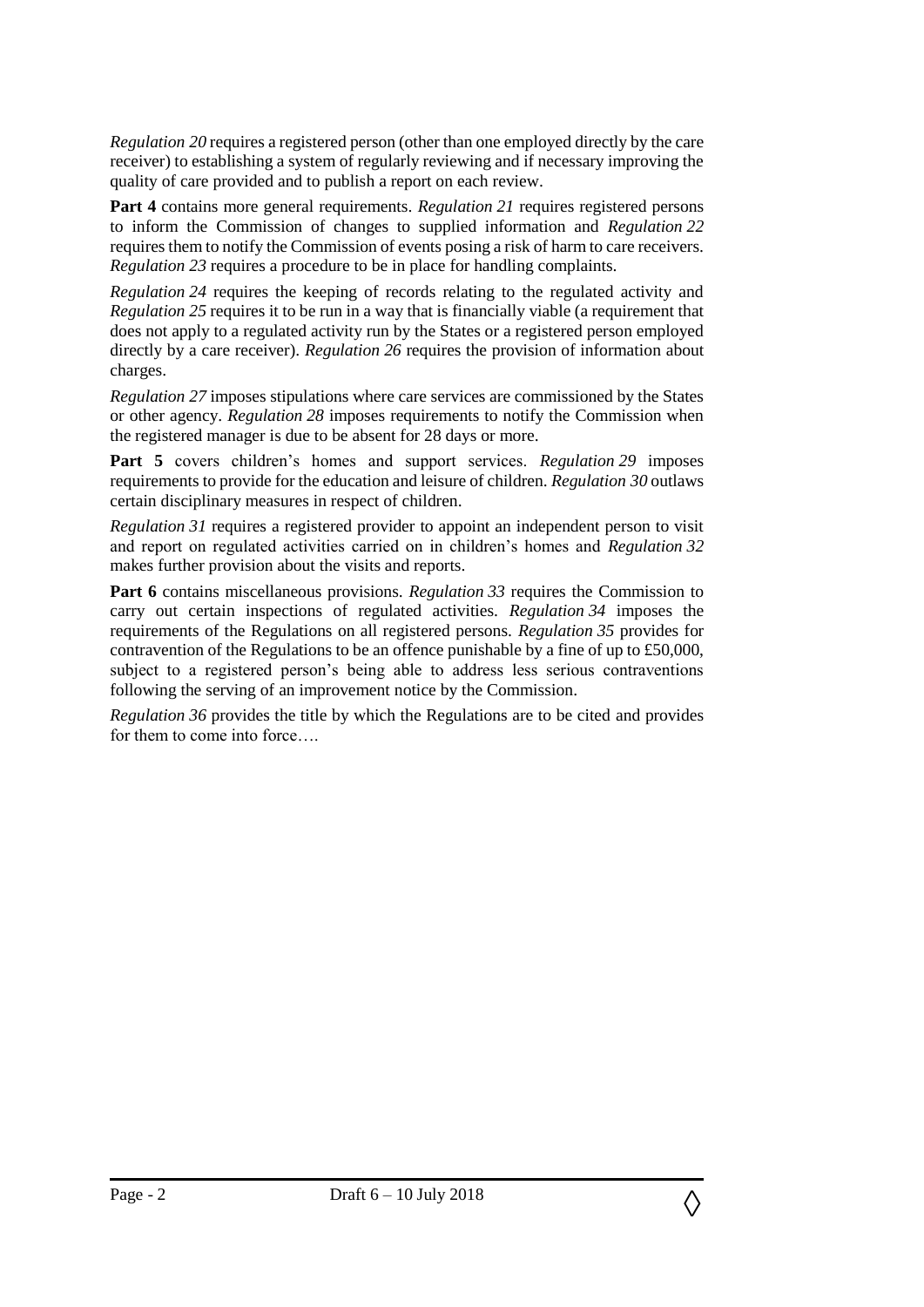*Regulation 20* requires a registered person (other than one employed directly by the care receiver) to establishing a system of regularly reviewing and if necessary improving the quality of care provided and to publish a report on each review.

**Part 4** contains more general requirements. *Regulation 21* requires registered persons to inform the Commission of changes to supplied information and *Regulation 22* requires them to notify the Commission of events posing a risk of harm to care receivers. *Regulation 23* requires a procedure to be in place for handling complaints.

*Regulation 24* requires the keeping of records relating to the regulated activity and *Regulation 25* requires it to be run in a way that is financially viable (a requirement that does not apply to a regulated activity run by the States or a registered person employed directly by a care receiver). *Regulation 26* requires the provision of information about charges.

*Regulation 27* imposes stipulations where care services are commissioned by the States or other agency. *Regulation 28* imposes requirements to notify the Commission when the registered manager is due to be absent for 28 days or more.

**Part 5** covers children's homes and support services. *Regulation 29* imposes requirements to provide for the education and leisure of children. *Regulation 30* outlaws certain disciplinary measures in respect of children.

*Regulation 31* requires a registered provider to appoint an independent person to visit and report on regulated activities carried on in children's homes and *Regulation 32* makes further provision about the visits and reports.

**Part 6** contains miscellaneous provisions. *Regulation 33* requires the Commission to carry out certain inspections of regulated activities. *Regulation 34* imposes the requirements of the Regulations on all registered persons. *Regulation 35* provides for contravention of the Regulations to be an offence punishable by a fine of up to £50,000, subject to a registered person's being able to address less serious contraventions following the serving of an improvement notice by the Commission.

*Regulation 36* provides the title by which the Regulations are to be cited and provides for them to come into force….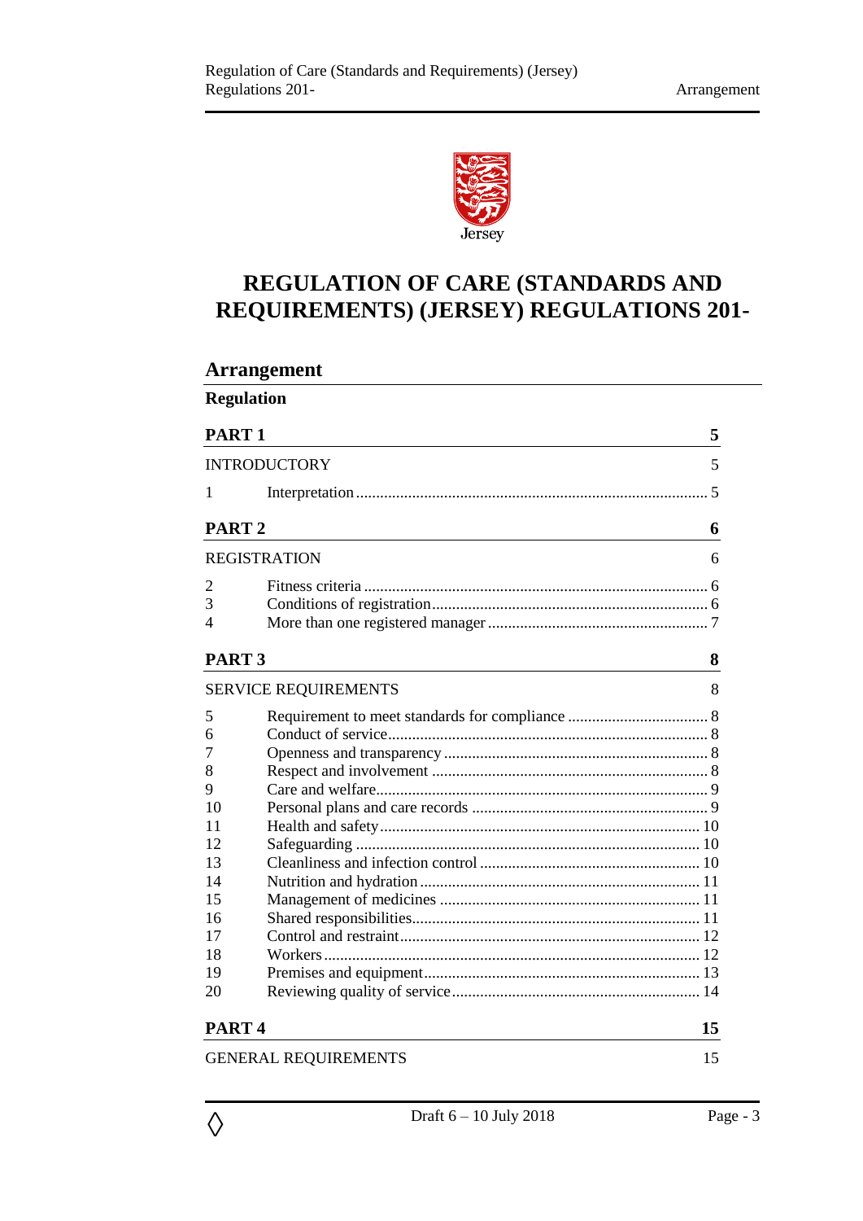# REGULATION OF CARE (STANDARDS AND REQUIREMENTS) (JERSEY) REGULATIONS 201-

## Arrangement

**Regulation**

| | | |
|---|---|---|
| **PART 1** | | **5** |
| INTRODUCTORY | | 5 |
| 1 | Interpretation | 5 |
| **PART 2** | | **6** |
| REGISTRATION | | 6 |
| 2 | Fitness criteria | 6 |
| 3 | Conditions of registration | 6 |
| 4 | More than one registered manager | 7 |
| **PART 3** | | **8** |
| SERVICE REQUIREMENTS | | 8 |
| 5 | Requirement to meet standards for compliance | 8 |
| 6 | Conduct of service | 8 |
| 7 | Openness and transparency | 8 |
| 8 | Respect and involvement | 8 |
| 9 | Care and welfare | 9 |
| 10 | Personal plans and care records | 9 |
| 11 | Health and safety | 10 |
| 12 | Safeguarding | 10 |
| 13 | Cleanliness and infection control | 10 |
| 14 | Nutrition and hydration | 11 |
| 15 | Management of medicines | 11 |
| 16 | Shared responsibilities | 11 |
| 17 | Control and restraint | 12 |
| 18 | Workers | 12 |
| 19 | Premises and equipment | 13 |
| 20 | Reviewing quality of service | 14 |
| **PART 4** | | **15** |
| GENERAL REQUIREMENTS | | 15 |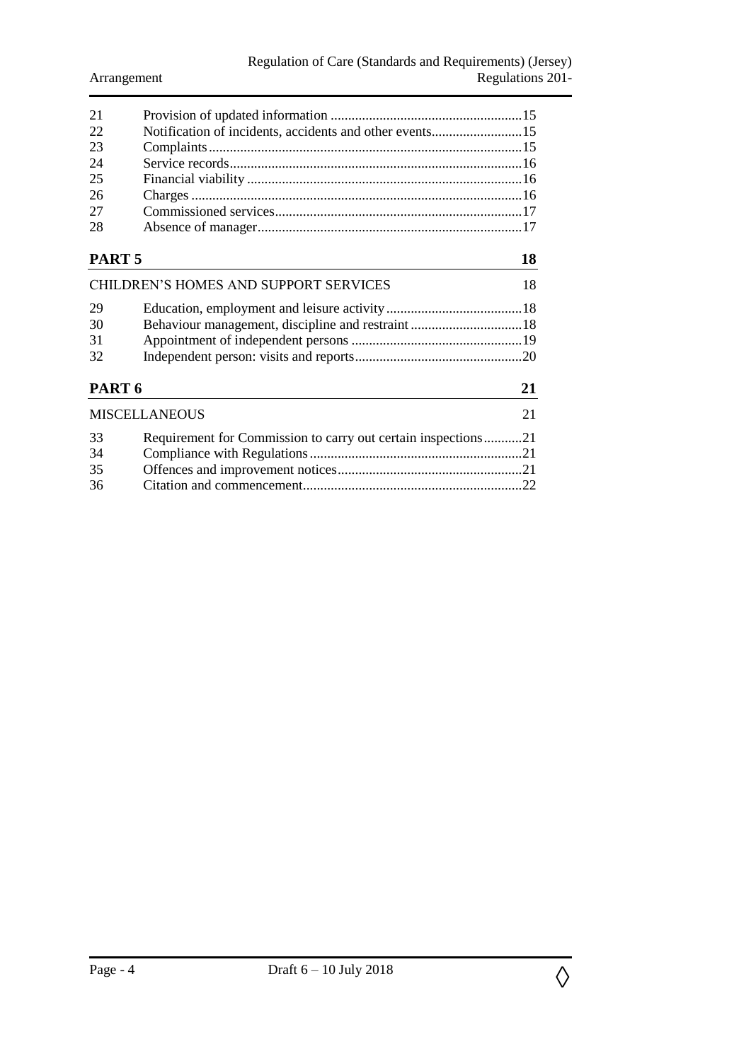| | | |
|---|---|---|
| 21 | Provision of updated information | 15 |
| 22 | Notification of incidents, accidents and other events | 15 |
| 23 | Complaints | 15 |
| 24 | Service records | 16 |
| 25 | Financial viability | 16 |
| 26 | Charges | 16 |
| 27 | Commissioned services | 17 |
| 28 | Absence of manager | 17 |

## PART 5 — 18

### CHILDREN'S HOMES AND SUPPORT SERVICES — 18

| | | |
|---|---|---|
| 29 | Education, employment and leisure activity | 18 |
| 30 | Behaviour management, discipline and restraint | 18 |
| 31 | Appointment of independent persons | 19 |
| 32 | Independent person: visits and reports | 20 |

## PART 6 — 21

### MISCELLANEOUS — 21

| | | |
|---|---|---|
| 33 | Requirement for Commission to carry out certain inspections | 21 |
| 34 | Compliance with Regulations | 21 |
| 35 | Offences and improvement notices | 21 |
| 36 | Citation and commencement | 22 |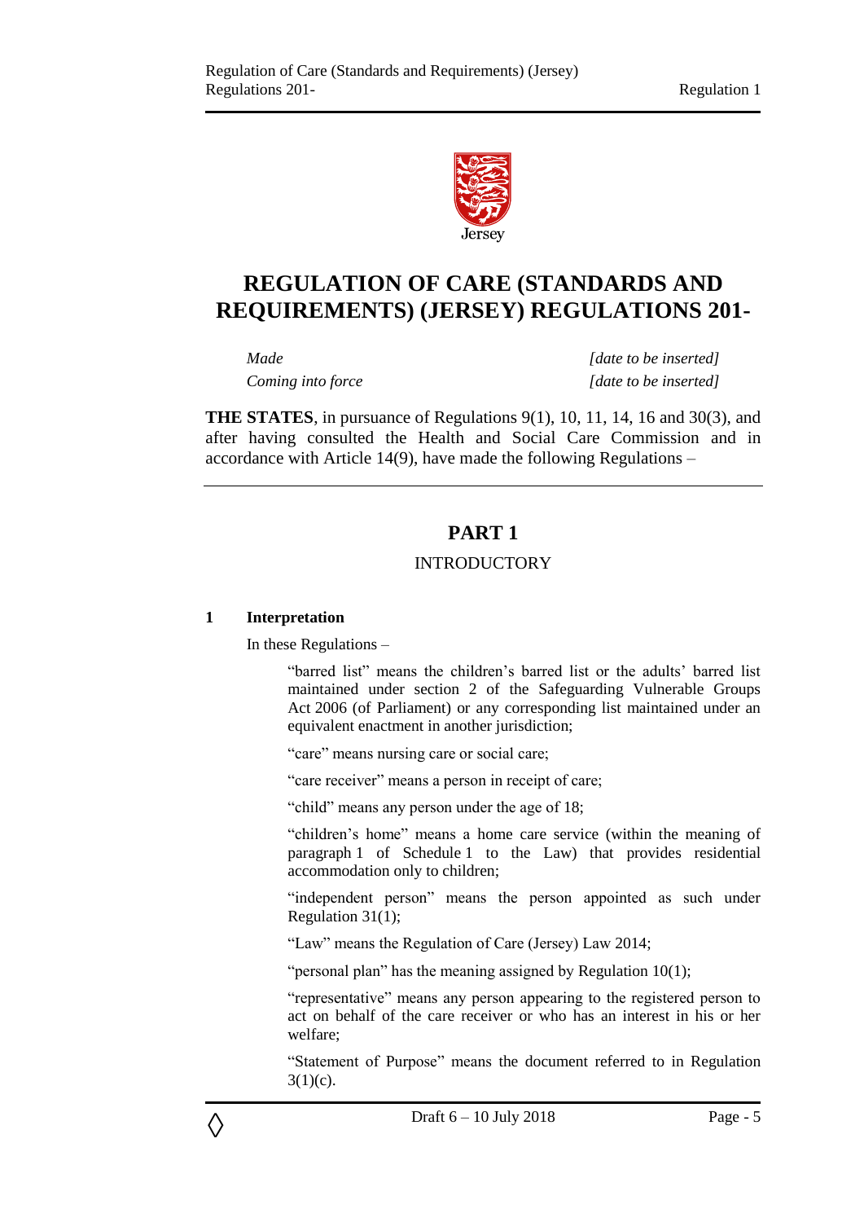# REGULATION OF CARE (STANDARDS AND REQUIREMENTS) (JERSEY) REGULATIONS 201-

| | |
|---|---|
| *Made* | *[date to be inserted]* |
| *Coming into force* | *[date to be inserted]* |

**THE STATES**, in pursuance of Regulations 9(1), 10, 11, 14, 16 and 30(3), and after having consulted the Health and Social Care Commission and in accordance with Article 14(9), have made the following Regulations –

## PART 1

### INTRODUCTORY

**1 Interpretation**

In these Regulations –

"barred list" means the children's barred list or the adults' barred list maintained under section 2 of the Safeguarding Vulnerable Groups Act 2006 (of Parliament) or any corresponding list maintained under an equivalent enactment in another jurisdiction;

"care" means nursing care or social care;

"care receiver" means a person in receipt of care;

"child" means any person under the age of 18;

"children's home" means a home care service (within the meaning of paragraph 1 of Schedule 1 to the Law) that provides residential accommodation only to children;

"independent person" means the person appointed as such under Regulation 31(1);

"Law" means the Regulation of Care (Jersey) Law 2014;

"personal plan" has the meaning assigned by Regulation 10(1);

"representative" means any person appearing to the registered person to act on behalf of the care receiver or who has an interest in his or her welfare;

"Statement of Purpose" means the document referred to in Regulation 3(1)(c).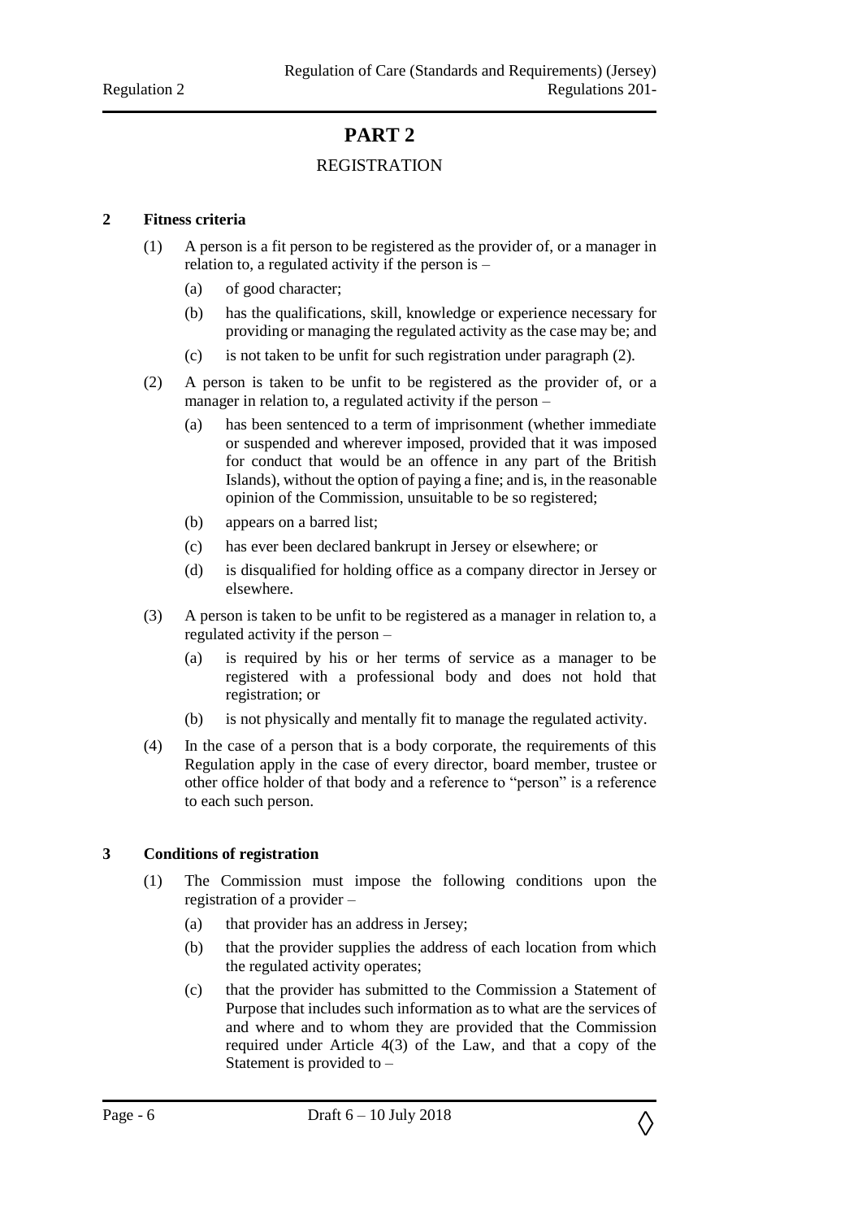# PART 2

## REGISTRATION

### 2 Fitness criteria

(1) A person is a fit person to be registered as the provider of, or a manager in relation to, a regulated activity if the person is –

(a) of good character;

(b) has the qualifications, skill, knowledge or experience necessary for providing or managing the regulated activity as the case may be; and

(c) is not taken to be unfit for such registration under paragraph (2).

(2) A person is taken to be unfit to be registered as the provider of, or a manager in relation to, a regulated activity if the person –

(a) has been sentenced to a term of imprisonment (whether immediate or suspended and wherever imposed, provided that it was imposed for conduct that would be an offence in any part of the British Islands), without the option of paying a fine; and is, in the reasonable opinion of the Commission, unsuitable to be so registered;

(b) appears on a barred list;

(c) has ever been declared bankrupt in Jersey or elsewhere; or

(d) is disqualified for holding office as a company director in Jersey or elsewhere.

(3) A person is taken to be unfit to be registered as a manager in relation to, a regulated activity if the person –

(a) is required by his or her terms of service as a manager to be registered with a professional body and does not hold that registration; or

(b) is not physically and mentally fit to manage the regulated activity.

(4) In the case of a person that is a body corporate, the requirements of this Regulation apply in the case of every director, board member, trustee or other office holder of that body and a reference to "person" is a reference to each such person.

### 3 Conditions of registration

(1) The Commission must impose the following conditions upon the registration of a provider –

(a) that provider has an address in Jersey;

(b) that the provider supplies the address of each location from which the regulated activity operates;

(c) that the provider has submitted to the Commission a Statement of Purpose that includes such information as to what are the services of and where and to whom they are provided that the Commission required under Article 4(3) of the Law, and that a copy of the Statement is provided to –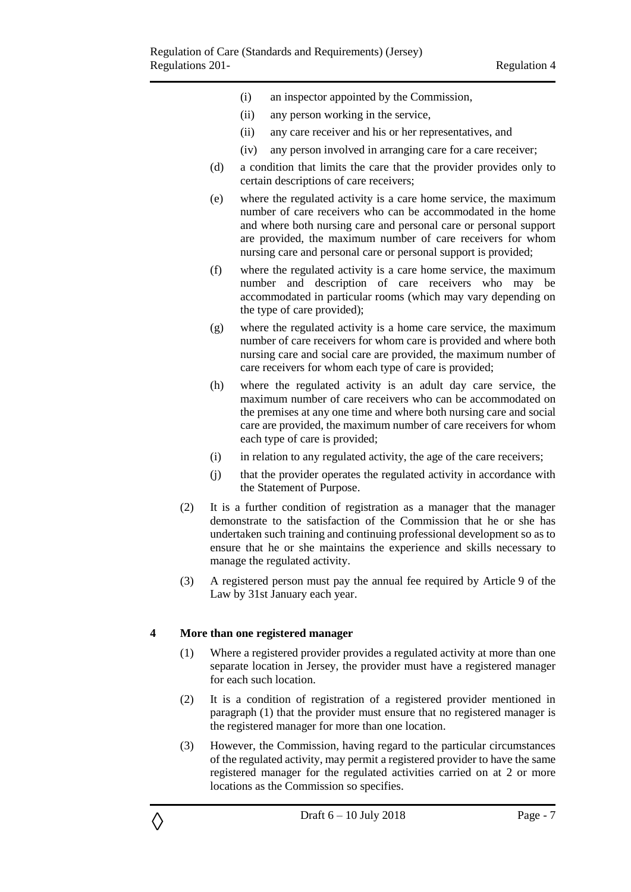(i) an inspector appointed by the Commission,

(ii) any person working in the service,

(ii) any care receiver and his or her representatives, and

(iv) any person involved in arranging care for a care receiver;

(d) a condition that limits the care that the provider provides only to certain descriptions of care receivers;

(e) where the regulated activity is a care home service, the maximum number of care receivers who can be accommodated in the home and where both nursing care and personal care or personal support are provided, the maximum number of care receivers for whom nursing care and personal care or personal support is provided;

(f) where the regulated activity is a care home service, the maximum number and description of care receivers who may be accommodated in particular rooms (which may vary depending on the type of care provided);

(g) where the regulated activity is a home care service, the maximum number of care receivers for whom care is provided and where both nursing care and social care are provided, the maximum number of care receivers for whom each type of care is provided;

(h) where the regulated activity is an adult day care service, the maximum number of care receivers who can be accommodated on the premises at any one time and where both nursing care and social care are provided, the maximum number of care receivers for whom each type of care is provided;

(i) in relation to any regulated activity, the age of the care receivers;

(j) that the provider operates the regulated activity in accordance with the Statement of Purpose.

(2) It is a further condition of registration as a manager that the manager demonstrate to the satisfaction of the Commission that he or she has undertaken such training and continuing professional development so as to ensure that he or she maintains the experience and skills necessary to manage the regulated activity.

(3) A registered person must pay the annual fee required by Article 9 of the Law by 31st January each year.

## 4 More than one registered manager

(1) Where a registered provider provides a regulated activity at more than one separate location in Jersey, the provider must have a registered manager for each such location.

(2) It is a condition of registration of a registered provider mentioned in paragraph (1) that the provider must ensure that no registered manager is the registered manager for more than one location.

(3) However, the Commission, having regard to the particular circumstances of the regulated activity, may permit a registered provider to have the same registered manager for the regulated activities carried on at 2 or more locations as the Commission so specifies.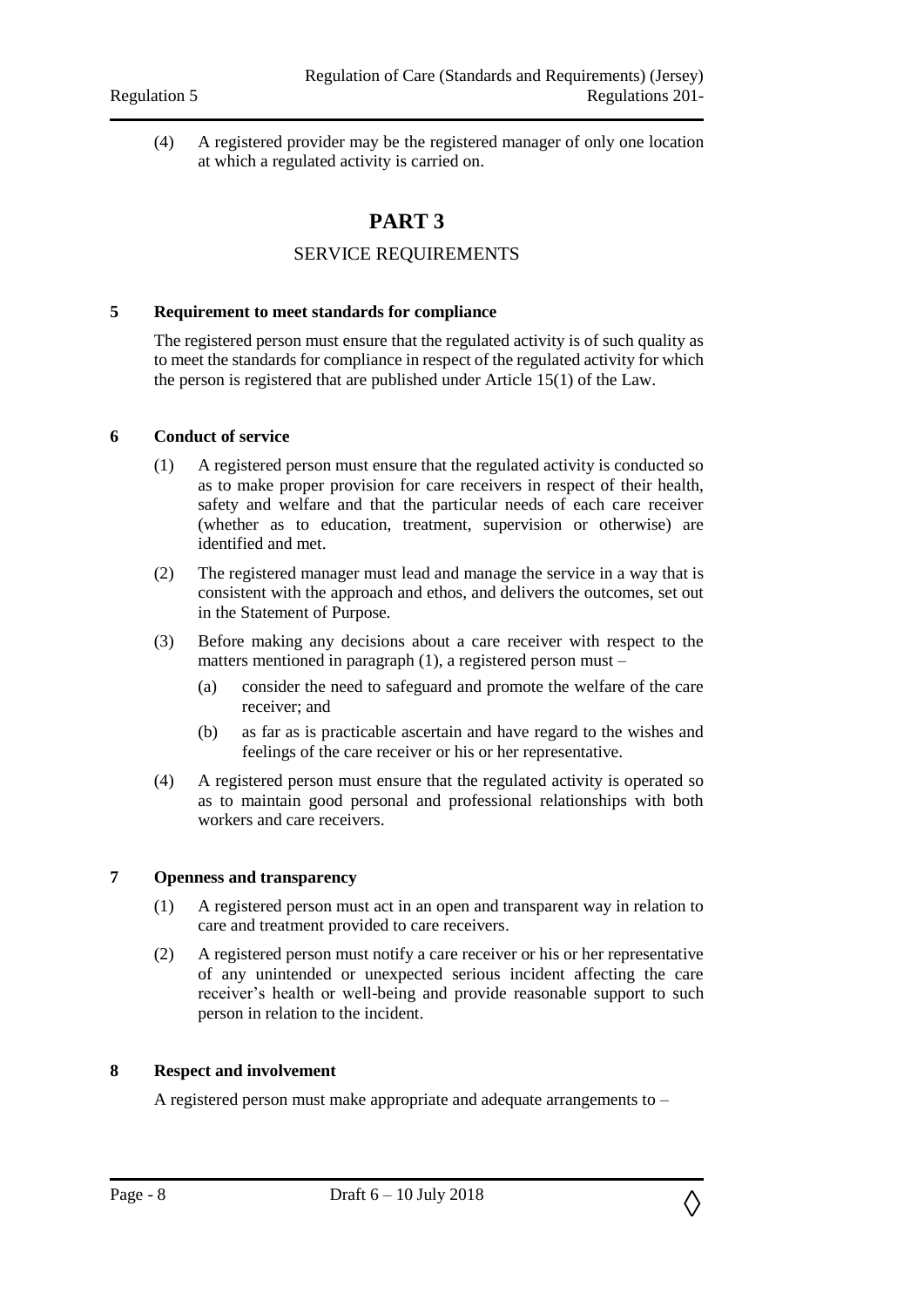(4) A registered provider may be the registered manager of only one location at which a regulated activity is carried on.

# PART 3

## SERVICE REQUIREMENTS

### 5 Requirement to meet standards for compliance

The registered person must ensure that the regulated activity is of such quality as to meet the standards for compliance in respect of the regulated activity for which the person is registered that are published under Article 15(1) of the Law.

### 6 Conduct of service

(1) A registered person must ensure that the regulated activity is conducted so as to make proper provision for care receivers in respect of their health, safety and welfare and that the particular needs of each care receiver (whether as to education, treatment, supervision or otherwise) are identified and met.

(2) The registered manager must lead and manage the service in a way that is consistent with the approach and ethos, and delivers the outcomes, set out in the Statement of Purpose.

(3) Before making any decisions about a care receiver with respect to the matters mentioned in paragraph (1), a registered person must –

(a) consider the need to safeguard and promote the welfare of the care receiver; and

(b) as far as is practicable ascertain and have regard to the wishes and feelings of the care receiver or his or her representative.

(4) A registered person must ensure that the regulated activity is operated so as to maintain good personal and professional relationships with both workers and care receivers.

### 7 Openness and transparency

(1) A registered person must act in an open and transparent way in relation to care and treatment provided to care receivers.

(2) A registered person must notify a care receiver or his or her representative of any unintended or unexpected serious incident affecting the care receiver's health or well-being and provide reasonable support to such person in relation to the incident.

### 8 Respect and involvement

A registered person must make appropriate and adequate arrangements to –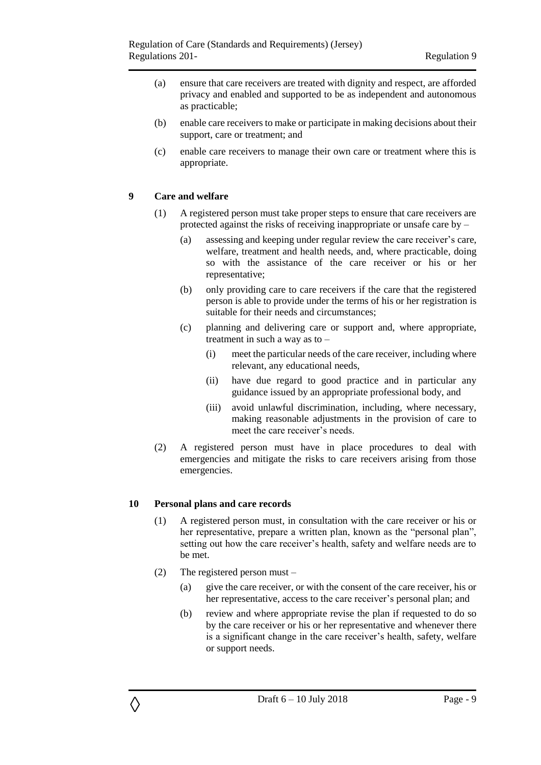(a) ensure that care receivers are treated with dignity and respect, are afforded privacy and enabled and supported to be as independent and autonomous as practicable;

(b) enable care receivers to make or participate in making decisions about their support, care or treatment; and

(c) enable care receivers to manage their own care or treatment where this is appropriate.

## 9 Care and welfare

(1) A registered person must take proper steps to ensure that care receivers are protected against the risks of receiving inappropriate or unsafe care by –

(a) assessing and keeping under regular review the care receiver's care, welfare, treatment and health needs, and, where practicable, doing so with the assistance of the care receiver or his or her representative;

(b) only providing care to care receivers if the care that the registered person is able to provide under the terms of his or her registration is suitable for their needs and circumstances;

(c) planning and delivering care or support and, where appropriate, treatment in such a way as to –

(i) meet the particular needs of the care receiver, including where relevant, any educational needs,

(ii) have due regard to good practice and in particular any guidance issued by an appropriate professional body, and

(iii) avoid unlawful discrimination, including, where necessary, making reasonable adjustments in the provision of care to meet the care receiver's needs.

(2) A registered person must have in place procedures to deal with emergencies and mitigate the risks to care receivers arising from those emergencies.

## 10 Personal plans and care records

(1) A registered person must, in consultation with the care receiver or his or her representative, prepare a written plan, known as the "personal plan", setting out how the care receiver's health, safety and welfare needs are to be met.

(2) The registered person must –

(a) give the care receiver, or with the consent of the care receiver, his or her representative, access to the care receiver's personal plan; and

(b) review and where appropriate revise the plan if requested to do so by the care receiver or his or her representative and whenever there is a significant change in the care receiver's health, safety, welfare or support needs.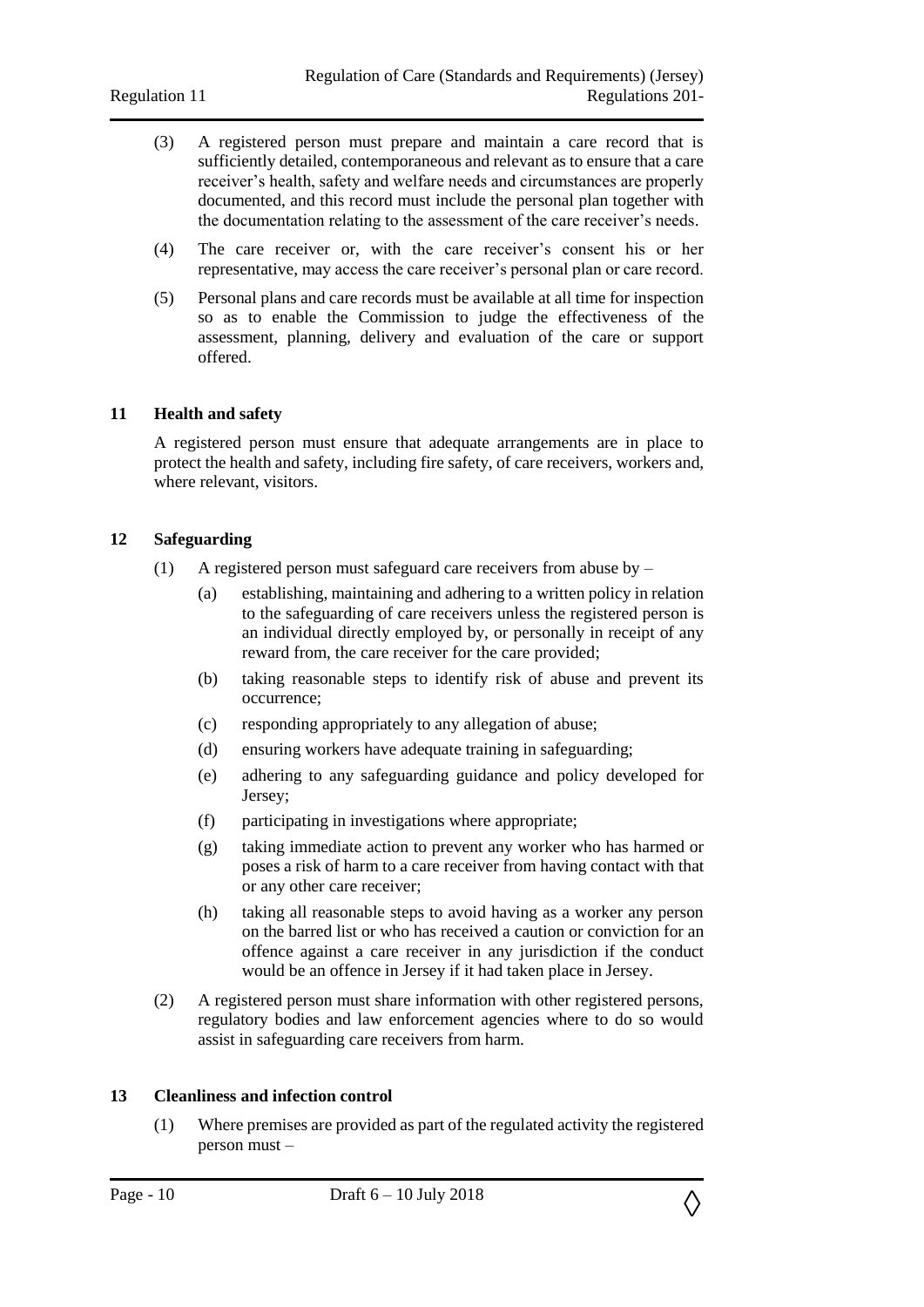(3) A registered person must prepare and maintain a care record that is sufficiently detailed, contemporaneous and relevant as to ensure that a care receiver's health, safety and welfare needs and circumstances are properly documented, and this record must include the personal plan together with the documentation relating to the assessment of the care receiver's needs.

(4) The care receiver or, with the care receiver's consent his or her representative, may access the care receiver's personal plan or care record.

(5) Personal plans and care records must be available at all time for inspection so as to enable the Commission to judge the effectiveness of the assessment, planning, delivery and evaluation of the care or support offered.

## 11 Health and safety

A registered person must ensure that adequate arrangements are in place to protect the health and safety, including fire safety, of care receivers, workers and, where relevant, visitors.

## 12 Safeguarding

(1) A registered person must safeguard care receivers from abuse by –

- (a) establishing, maintaining and adhering to a written policy in relation to the safeguarding of care receivers unless the registered person is an individual directly employed by, or personally in receipt of any reward from, the care receiver for the care provided;
- (b) taking reasonable steps to identify risk of abuse and prevent its occurrence;
- (c) responding appropriately to any allegation of abuse;
- (d) ensuring workers have adequate training in safeguarding;
- (e) adhering to any safeguarding guidance and policy developed for Jersey;
- (f) participating in investigations where appropriate;
- (g) taking immediate action to prevent any worker who has harmed or poses a risk of harm to a care receiver from having contact with that or any other care receiver;
- (h) taking all reasonable steps to avoid having as a worker any person on the barred list or who has received a caution or conviction for an offence against a care receiver in any jurisdiction if the conduct would be an offence in Jersey if it had taken place in Jersey.

(2) A registered person must share information with other registered persons, regulatory bodies and law enforcement agencies where to do so would assist in safeguarding care receivers from harm.

## 13 Cleanliness and infection control

(1) Where premises are provided as part of the regulated activity the registered person must –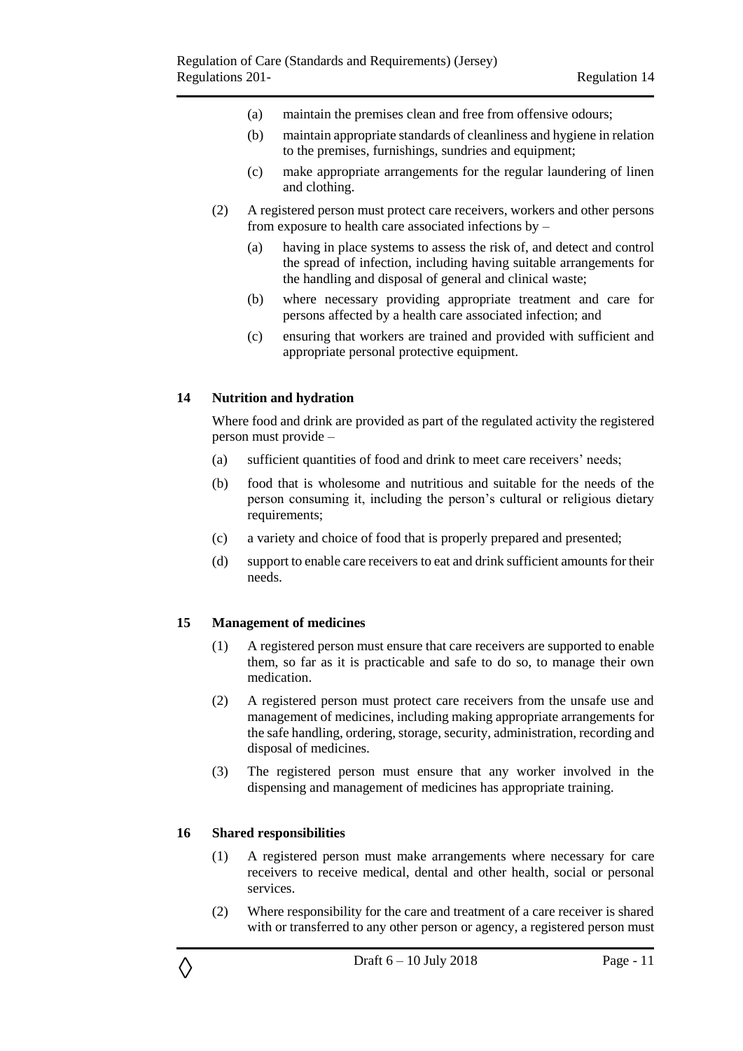(a) maintain the premises clean and free from offensive odours;

(b) maintain appropriate standards of cleanliness and hygiene in relation to the premises, furnishings, sundries and equipment;

(c) make appropriate arrangements for the regular laundering of linen and clothing.

(2) A registered person must protect care receivers, workers and other persons from exposure to health care associated infections by –

(a) having in place systems to assess the risk of, and detect and control the spread of infection, including having suitable arrangements for the handling and disposal of general and clinical waste;

(b) where necessary providing appropriate treatment and care for persons affected by a health care associated infection; and

(c) ensuring that workers are trained and provided with sufficient and appropriate personal protective equipment.

### 14 Nutrition and hydration

Where food and drink are provided as part of the regulated activity the registered person must provide –

(a) sufficient quantities of food and drink to meet care receivers' needs;

(b) food that is wholesome and nutritious and suitable for the needs of the person consuming it, including the person's cultural or religious dietary requirements;

(c) a variety and choice of food that is properly prepared and presented;

(d) support to enable care receivers to eat and drink sufficient amounts for their needs.

### 15 Management of medicines

(1) A registered person must ensure that care receivers are supported to enable them, so far as it is practicable and safe to do so, to manage their own medication.

(2) A registered person must protect care receivers from the unsafe use and management of medicines, including making appropriate arrangements for the safe handling, ordering, storage, security, administration, recording and disposal of medicines.

(3) The registered person must ensure that any worker involved in the dispensing and management of medicines has appropriate training.

### 16 Shared responsibilities

(1) A registered person must make arrangements where necessary for care receivers to receive medical, dental and other health, social or personal services.

(2) Where responsibility for the care and treatment of a care receiver is shared with or transferred to any other person or agency, a registered person must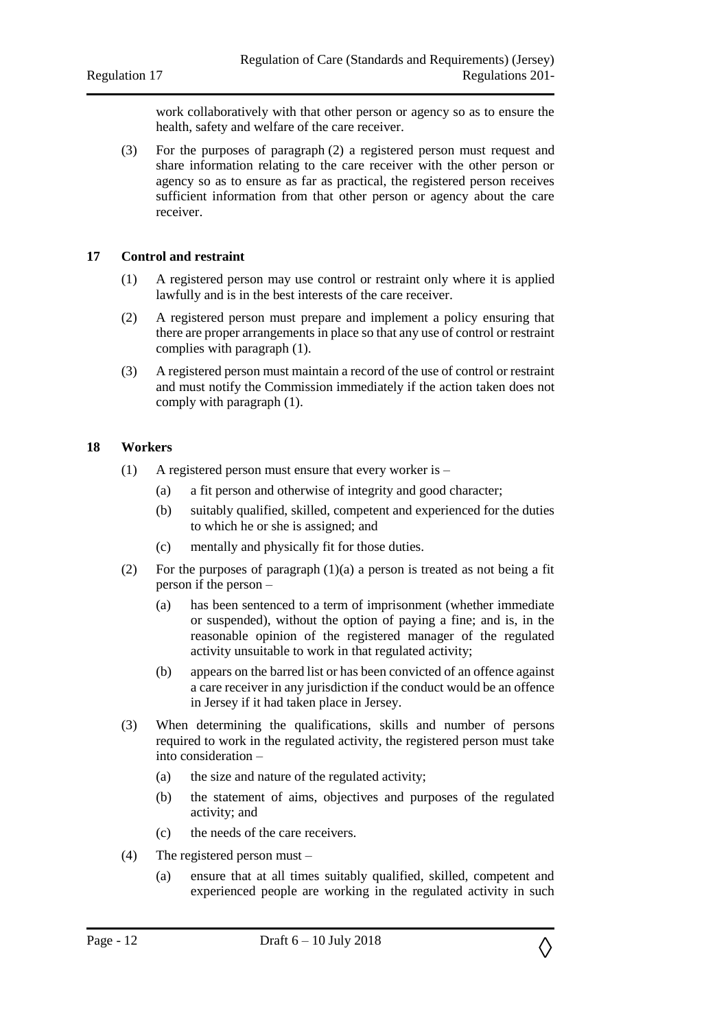work collaboratively with that other person or agency so as to ensure the health, safety and welfare of the care receiver.

(3) For the purposes of paragraph (2) a registered person must request and share information relating to the care receiver with the other person or agency so as to ensure as far as practical, the registered person receives sufficient information from that other person or agency about the care receiver.

## 17 Control and restraint

(1) A registered person may use control or restraint only where it is applied lawfully and is in the best interests of the care receiver.

(2) A registered person must prepare and implement a policy ensuring that there are proper arrangements in place so that any use of control or restraint complies with paragraph (1).

(3) A registered person must maintain a record of the use of control or restraint and must notify the Commission immediately if the action taken does not comply with paragraph (1).

## 18 Workers

(1) A registered person must ensure that every worker is –

- (a) a fit person and otherwise of integrity and good character;
- (b) suitably qualified, skilled, competent and experienced for the duties to which he or she is assigned; and
- (c) mentally and physically fit for those duties.

(2) For the purposes of paragraph (1)(a) a person is treated as not being a fit person if the person –

- (a) has been sentenced to a term of imprisonment (whether immediate or suspended), without the option of paying a fine; and is, in the reasonable opinion of the registered manager of the regulated activity unsuitable to work in that regulated activity;
- (b) appears on the barred list or has been convicted of an offence against a care receiver in any jurisdiction if the conduct would be an offence in Jersey if it had taken place in Jersey.

(3) When determining the qualifications, skills and number of persons required to work in the regulated activity, the registered person must take into consideration –

- (a) the size and nature of the regulated activity;
- (b) the statement of aims, objectives and purposes of the regulated activity; and
- (c) the needs of the care receivers.

(4) The registered person must –

- (a) ensure that at all times suitably qualified, skilled, competent and experienced people are working in the regulated activity in such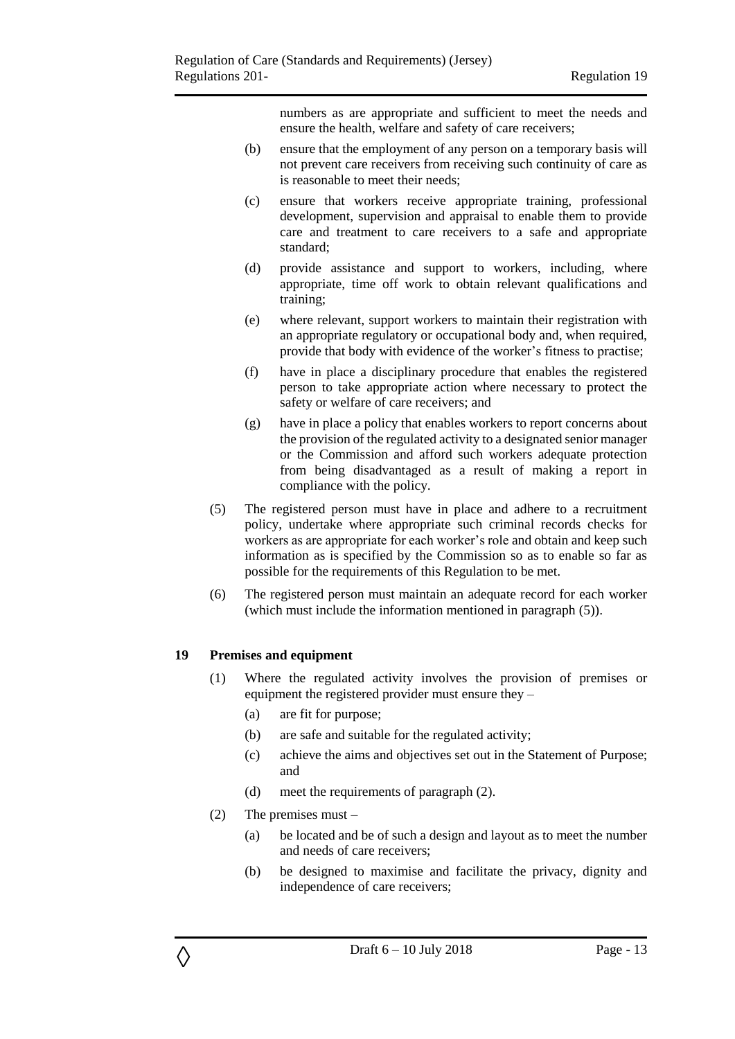numbers as are appropriate and sufficient to meet the needs and ensure the health, welfare and safety of care receivers;

(b) ensure that the employment of any person on a temporary basis will not prevent care receivers from receiving such continuity of care as is reasonable to meet their needs;

(c) ensure that workers receive appropriate training, professional development, supervision and appraisal to enable them to provide care and treatment to care receivers to a safe and appropriate standard;

(d) provide assistance and support to workers, including, where appropriate, time off work to obtain relevant qualifications and training;

(e) where relevant, support workers to maintain their registration with an appropriate regulatory or occupational body and, when required, provide that body with evidence of the worker's fitness to practise;

(f) have in place a disciplinary procedure that enables the registered person to take appropriate action where necessary to protect the safety or welfare of care receivers; and

(g) have in place a policy that enables workers to report concerns about the provision of the regulated activity to a designated senior manager or the Commission and afford such workers adequate protection from being disadvantaged as a result of making a report in compliance with the policy.

(5) The registered person must have in place and adhere to a recruitment policy, undertake where appropriate such criminal records checks for workers as are appropriate for each worker's role and obtain and keep such information as is specified by the Commission so as to enable so far as possible for the requirements of this Regulation to be met.

(6) The registered person must maintain an adequate record for each worker (which must include the information mentioned in paragraph (5)).

## 19 Premises and equipment

(1) Where the regulated activity involves the provision of premises or equipment the registered provider must ensure they –

(a) are fit for purpose;

(b) are safe and suitable for the regulated activity;

(c) achieve the aims and objectives set out in the Statement of Purpose; and

(d) meet the requirements of paragraph (2).

(2) The premises must –

(a) be located and be of such a design and layout as to meet the number and needs of care receivers;

(b) be designed to maximise and facilitate the privacy, dignity and independence of care receivers;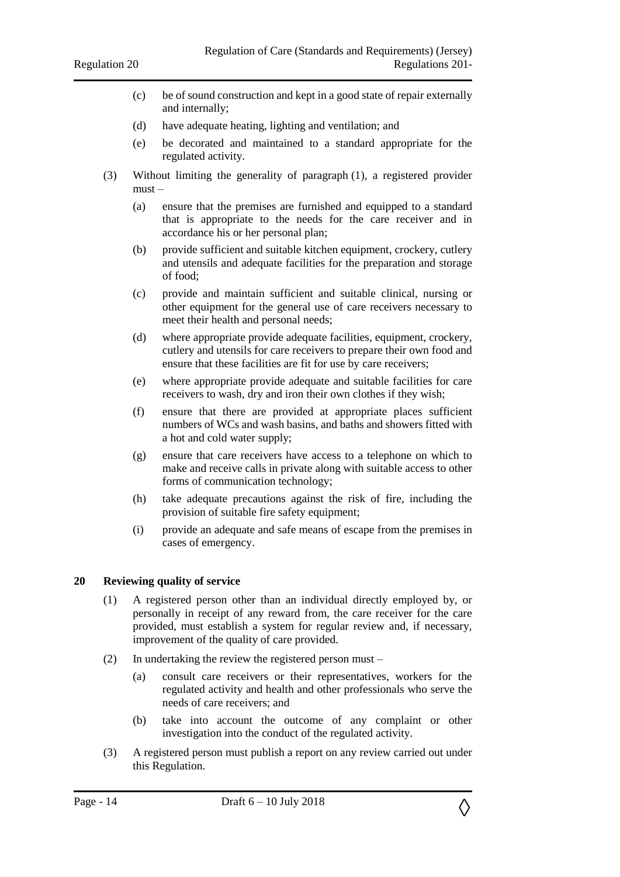(c) be of sound construction and kept in a good state of repair externally and internally;

(d) have adequate heating, lighting and ventilation; and

(e) be decorated and maintained to a standard appropriate for the regulated activity.

(3) Without limiting the generality of paragraph (1), a registered provider must –

(a) ensure that the premises are furnished and equipped to a standard that is appropriate to the needs for the care receiver and in accordance his or her personal plan;

(b) provide sufficient and suitable kitchen equipment, crockery, cutlery and utensils and adequate facilities for the preparation and storage of food;

(c) provide and maintain sufficient and suitable clinical, nursing or other equipment for the general use of care receivers necessary to meet their health and personal needs;

(d) where appropriate provide adequate facilities, equipment, crockery, cutlery and utensils for care receivers to prepare their own food and ensure that these facilities are fit for use by care receivers;

(e) where appropriate provide adequate and suitable facilities for care receivers to wash, dry and iron their own clothes if they wish;

(f) ensure that there are provided at appropriate places sufficient numbers of WCs and wash basins, and baths and showers fitted with a hot and cold water supply;

(g) ensure that care receivers have access to a telephone on which to make and receive calls in private along with suitable access to other forms of communication technology;

(h) take adequate precautions against the risk of fire, including the provision of suitable fire safety equipment;

(i) provide an adequate and safe means of escape from the premises in cases of emergency.

### 20 Reviewing quality of service

(1) A registered person other than an individual directly employed by, or personally in receipt of any reward from, the care receiver for the care provided, must establish a system for regular review and, if necessary, improvement of the quality of care provided.

(2) In undertaking the review the registered person must –

(a) consult care receivers or their representatives, workers for the regulated activity and health and other professionals who serve the needs of care receivers; and

(b) take into account the outcome of any complaint or other investigation into the conduct of the regulated activity.

(3) A registered person must publish a report on any review carried out under this Regulation.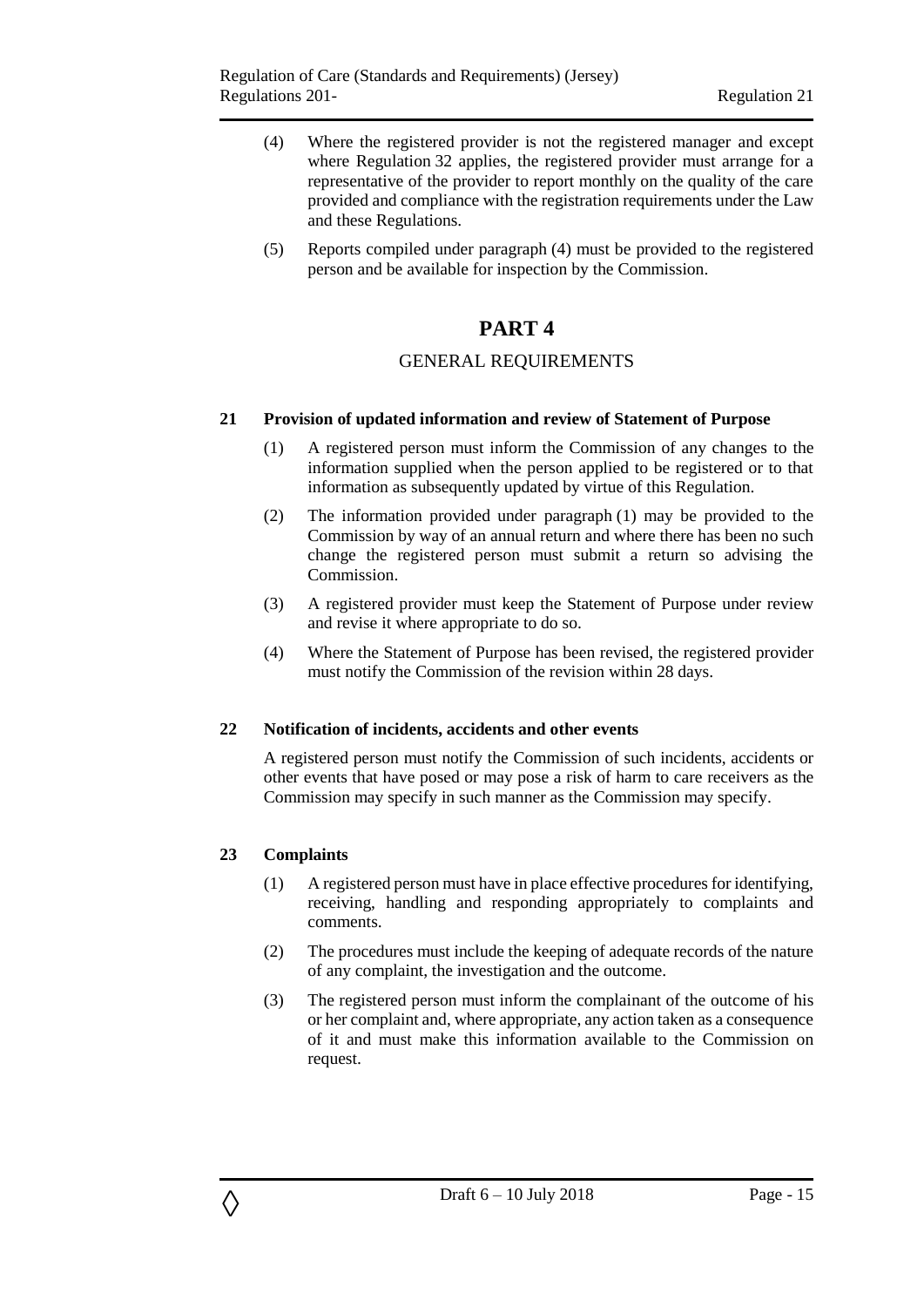(4) Where the registered provider is not the registered manager and except where Regulation 32 applies, the registered provider must arrange for a representative of the provider to report monthly on the quality of the care provided and compliance with the registration requirements under the Law and these Regulations.

(5) Reports compiled under paragraph (4) must be provided to the registered person and be available for inspection by the Commission.

# PART 4

## GENERAL REQUIREMENTS

### 21 Provision of updated information and review of Statement of Purpose

(1) A registered person must inform the Commission of any changes to the information supplied when the person applied to be registered or to that information as subsequently updated by virtue of this Regulation.

(2) The information provided under paragraph (1) may be provided to the Commission by way of an annual return and where there has been no such change the registered person must submit a return so advising the Commission.

(3) A registered provider must keep the Statement of Purpose under review and revise it where appropriate to do so.

(4) Where the Statement of Purpose has been revised, the registered provider must notify the Commission of the revision within 28 days.

### 22 Notification of incidents, accidents and other events

A registered person must notify the Commission of such incidents, accidents or other events that have posed or may pose a risk of harm to care receivers as the Commission may specify in such manner as the Commission may specify.

### 23 Complaints

(1) A registered person must have in place effective procedures for identifying, receiving, handling and responding appropriately to complaints and comments.

(2) The procedures must include the keeping of adequate records of the nature of any complaint, the investigation and the outcome.

(3) The registered person must inform the complainant of the outcome of his or her complaint and, where appropriate, any action taken as a consequence of it and must make this information available to the Commission on request.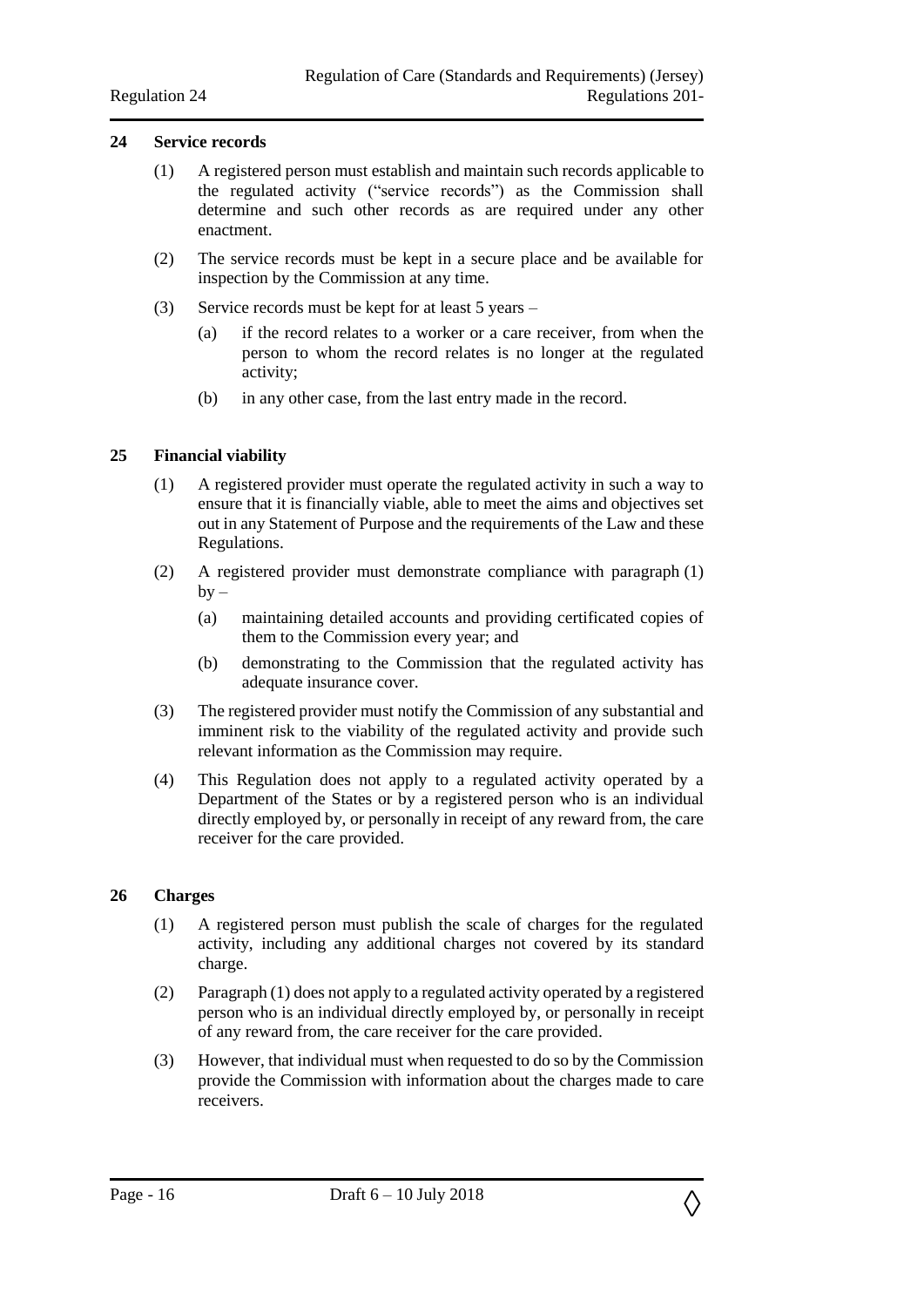### 24 Service records

(1) A registered person must establish and maintain such records applicable to the regulated activity ("service records") as the Commission shall determine and such other records as are required under any other enactment.

(2) The service records must be kept in a secure place and be available for inspection by the Commission at any time.

(3) Service records must be kept for at least 5 years –

(a) if the record relates to a worker or a care receiver, from when the person to whom the record relates is no longer at the regulated activity;

(b) in any other case, from the last entry made in the record.

### 25 Financial viability

(1) A registered provider must operate the regulated activity in such a way to ensure that it is financially viable, able to meet the aims and objectives set out in any Statement of Purpose and the requirements of the Law and these Regulations.

(2) A registered provider must demonstrate compliance with paragraph (1) by –

(a) maintaining detailed accounts and providing certificated copies of them to the Commission every year; and

(b) demonstrating to the Commission that the regulated activity has adequate insurance cover.

(3) The registered provider must notify the Commission of any substantial and imminent risk to the viability of the regulated activity and provide such relevant information as the Commission may require.

(4) This Regulation does not apply to a regulated activity operated by a Department of the States or by a registered person who is an individual directly employed by, or personally in receipt of any reward from, the care receiver for the care provided.

### 26 Charges

(1) A registered person must publish the scale of charges for the regulated activity, including any additional charges not covered by its standard charge.

(2) Paragraph (1) does not apply to a regulated activity operated by a registered person who is an individual directly employed by, or personally in receipt of any reward from, the care receiver for the care provided.

(3) However, that individual must when requested to do so by the Commission provide the Commission with information about the charges made to care receivers.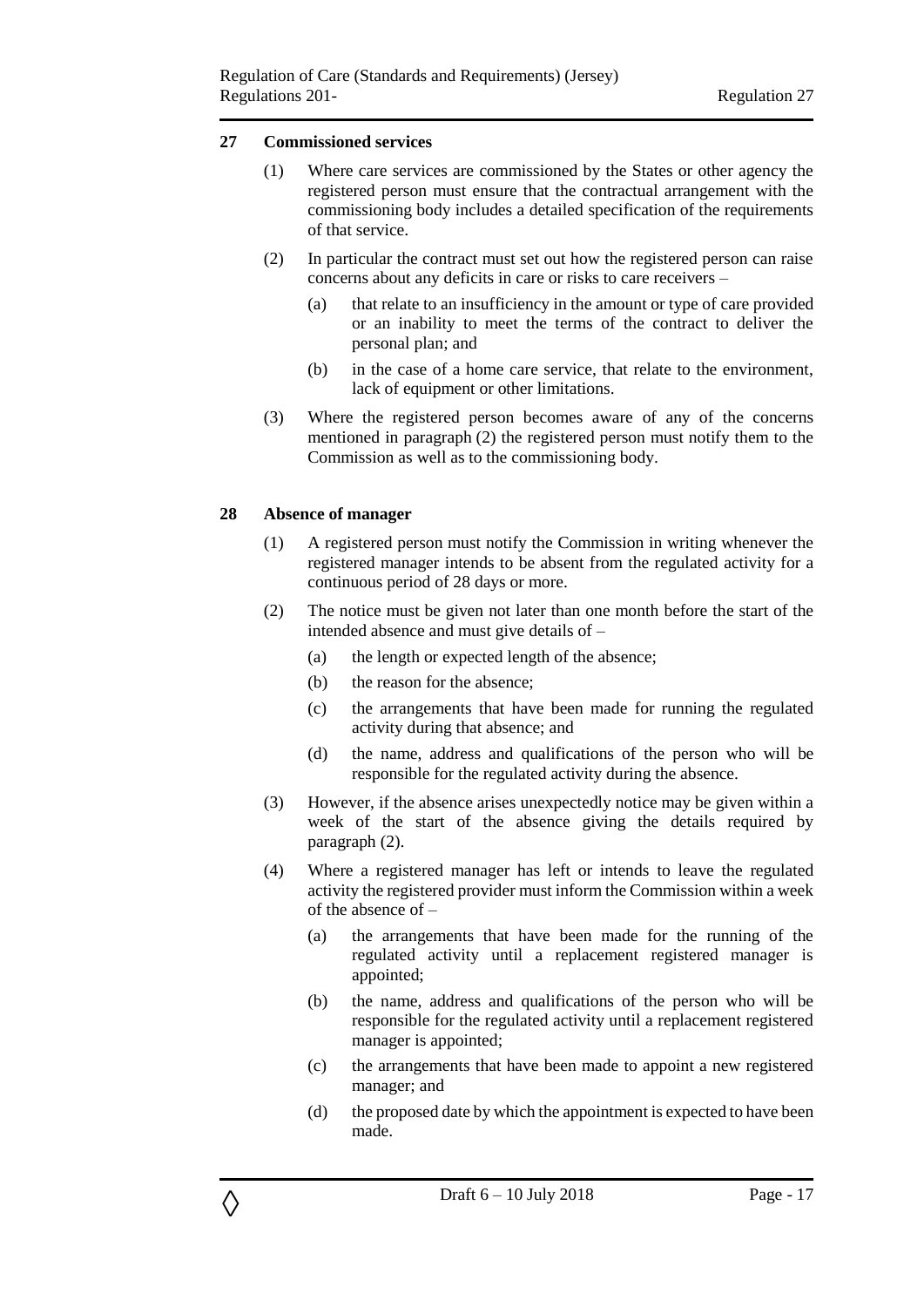### 27 Commissioned services

(1) Where care services are commissioned by the States or other agency the registered person must ensure that the contractual arrangement with the commissioning body includes a detailed specification of the requirements of that service.

(2) In particular the contract must set out how the registered person can raise concerns about any deficits in care or risks to care receivers –

(a) that relate to an insufficiency in the amount or type of care provided or an inability to meet the terms of the contract to deliver the personal plan; and

(b) in the case of a home care service, that relate to the environment, lack of equipment or other limitations.

(3) Where the registered person becomes aware of any of the concerns mentioned in paragraph (2) the registered person must notify them to the Commission as well as to the commissioning body.

### 28 Absence of manager

(1) A registered person must notify the Commission in writing whenever the registered manager intends to be absent from the regulated activity for a continuous period of 28 days or more.

(2) The notice must be given not later than one month before the start of the intended absence and must give details of –

(a) the length or expected length of the absence;

(b) the reason for the absence;

(c) the arrangements that have been made for running the regulated activity during that absence; and

(d) the name, address and qualifications of the person who will be responsible for the regulated activity during the absence.

(3) However, if the absence arises unexpectedly notice may be given within a week of the start of the absence giving the details required by paragraph (2).

(4) Where a registered manager has left or intends to leave the regulated activity the registered provider must inform the Commission within a week of the absence of –

(a) the arrangements that have been made for the running of the regulated activity until a replacement registered manager is appointed;

(b) the name, address and qualifications of the person who will be responsible for the regulated activity until a replacement registered manager is appointed;

(c) the arrangements that have been made to appoint a new registered manager; and

(d) the proposed date by which the appointment is expected to have been made.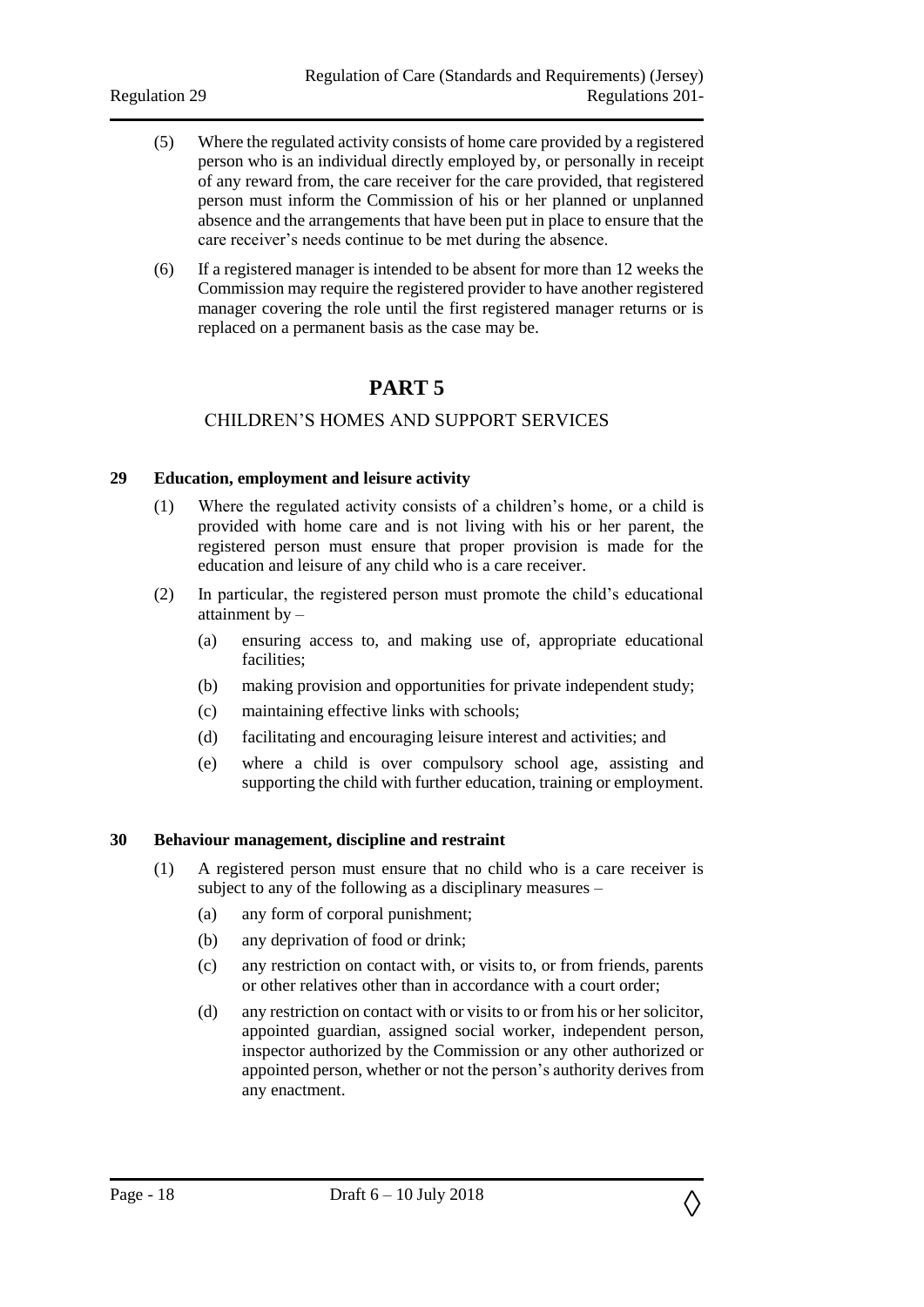(5) Where the regulated activity consists of home care provided by a registered person who is an individual directly employed by, or personally in receipt of any reward from, the care receiver for the care provided, that registered person must inform the Commission of his or her planned or unplanned absence and the arrangements that have been put in place to ensure that the care receiver's needs continue to be met during the absence.

(6) If a registered manager is intended to be absent for more than 12 weeks the Commission may require the registered provider to have another registered manager covering the role until the first registered manager returns or is replaced on a permanent basis as the case may be.

# PART 5

## CHILDREN'S HOMES AND SUPPORT SERVICES

### 29 Education, employment and leisure activity

(1) Where the regulated activity consists of a children's home, or a child is provided with home care and is not living with his or her parent, the registered person must ensure that proper provision is made for the education and leisure of any child who is a care receiver.

(2) In particular, the registered person must promote the child's educational attainment by –

(a) ensuring access to, and making use of, appropriate educational facilities;

(b) making provision and opportunities for private independent study;

(c) maintaining effective links with schools;

(d) facilitating and encouraging leisure interest and activities; and

(e) where a child is over compulsory school age, assisting and supporting the child with further education, training or employment.

### 30 Behaviour management, discipline and restraint

(1) A registered person must ensure that no child who is a care receiver is subject to any of the following as a disciplinary measures –

(a) any form of corporal punishment;

(b) any deprivation of food or drink;

(c) any restriction on contact with, or visits to, or from friends, parents or other relatives other than in accordance with a court order;

(d) any restriction on contact with or visits to or from his or her solicitor, appointed guardian, assigned social worker, independent person, inspector authorized by the Commission or any other authorized or appointed person, whether or not the person's authority derives from any enactment.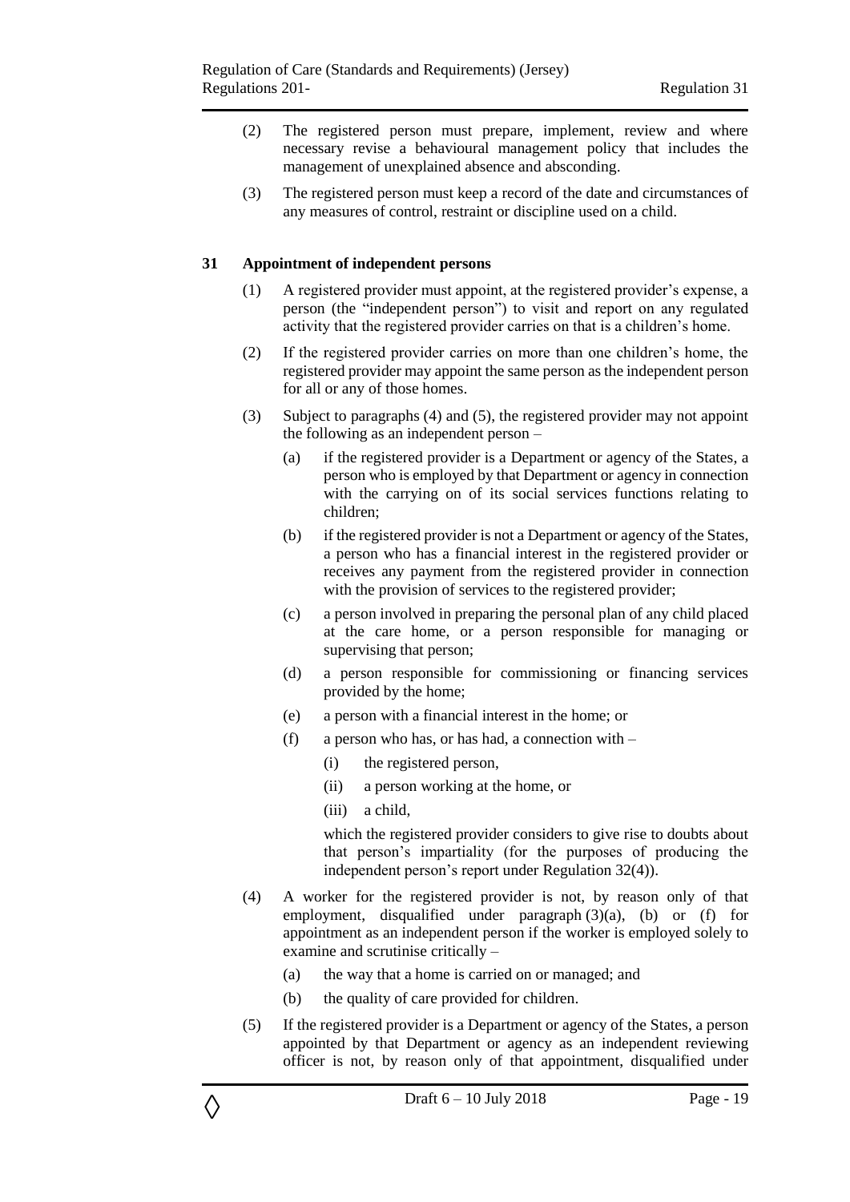(2) The registered person must prepare, implement, review and where necessary revise a behavioural management policy that includes the management of unexplained absence and absconding.

(3) The registered person must keep a record of the date and circumstances of any measures of control, restraint or discipline used on a child.

**31 Appointment of independent persons**

(1) A registered provider must appoint, at the registered provider's expense, a person (the "independent person") to visit and report on any regulated activity that the registered provider carries on that is a children's home.

(2) If the registered provider carries on more than one children's home, the registered provider may appoint the same person as the independent person for all or any of those homes.

(3) Subject to paragraphs (4) and (5), the registered provider may not appoint the following as an independent person –

(a) if the registered provider is a Department or agency of the States, a person who is employed by that Department or agency in connection with the carrying on of its social services functions relating to children;

(b) if the registered provider is not a Department or agency of the States, a person who has a financial interest in the registered provider or receives any payment from the registered provider in connection with the provision of services to the registered provider;

(c) a person involved in preparing the personal plan of any child placed at the care home, or a person responsible for managing or supervising that person;

(d) a person responsible for commissioning or financing services provided by the home;

(e) a person with a financial interest in the home; or

(f) a person who has, or has had, a connection with –

(i) the registered person,

(ii) a person working at the home, or

(iii) a child,

which the registered provider considers to give rise to doubts about that person's impartiality (for the purposes of producing the independent person's report under Regulation 32(4)).

(4) A worker for the registered provider is not, by reason only of that employment, disqualified under paragraph (3)(a), (b) or (f) for appointment as an independent person if the worker is employed solely to examine and scrutinise critically –

(a) the way that a home is carried on or managed; and

(b) the quality of care provided for children.

(5) If the registered provider is a Department or agency of the States, a person appointed by that Department or agency as an independent reviewing officer is not, by reason only of that appointment, disqualified under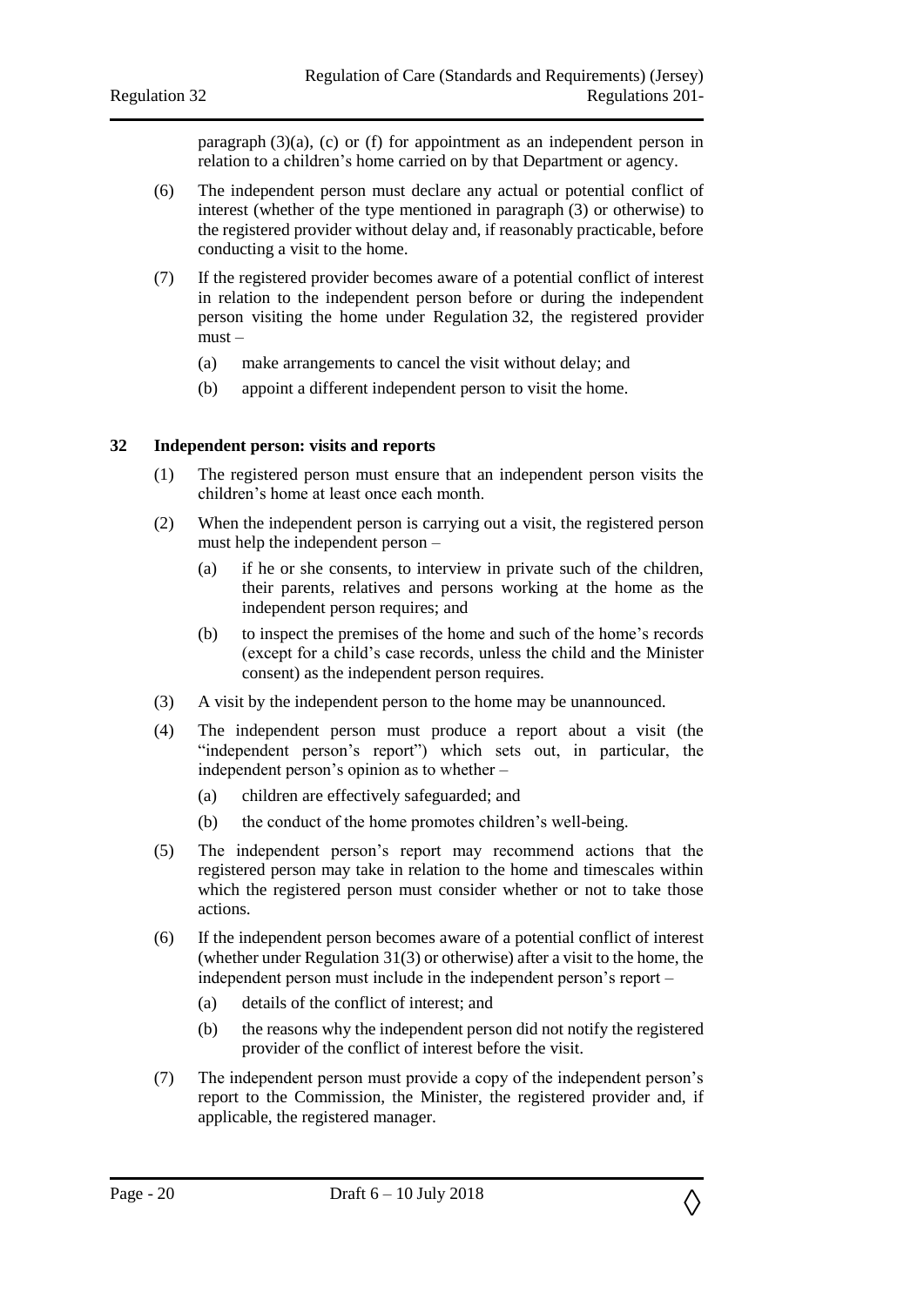paragraph (3)(a), (c) or (f) for appointment as an independent person in relation to a children's home carried on by that Department or agency.

(6) The independent person must declare any actual or potential conflict of interest (whether of the type mentioned in paragraph (3) or otherwise) to the registered provider without delay and, if reasonably practicable, before conducting a visit to the home.

(7) If the registered provider becomes aware of a potential conflict of interest in relation to the independent person before or during the independent person visiting the home under Regulation 32, the registered provider must –

- (a) make arrangements to cancel the visit without delay; and
- (b) appoint a different independent person to visit the home.

## 32 Independent person: visits and reports

(1) The registered person must ensure that an independent person visits the children's home at least once each month.

(2) When the independent person is carrying out a visit, the registered person must help the independent person –

- (a) if he or she consents, to interview in private such of the children, their parents, relatives and persons working at the home as the independent person requires; and
- (b) to inspect the premises of the home and such of the home's records (except for a child's case records, unless the child and the Minister consent) as the independent person requires.

(3) A visit by the independent person to the home may be unannounced.

(4) The independent person must produce a report about a visit (the "independent person's report") which sets out, in particular, the independent person's opinion as to whether –

- (a) children are effectively safeguarded; and
- (b) the conduct of the home promotes children's well-being.

(5) The independent person's report may recommend actions that the registered person may take in relation to the home and timescales within which the registered person must consider whether or not to take those actions.

(6) If the independent person becomes aware of a potential conflict of interest (whether under Regulation 31(3) or otherwise) after a visit to the home, the independent person must include in the independent person's report –

- (a) details of the conflict of interest; and
- (b) the reasons why the independent person did not notify the registered provider of the conflict of interest before the visit.

(7) The independent person must provide a copy of the independent person's report to the Commission, the Minister, the registered provider and, if applicable, the registered manager.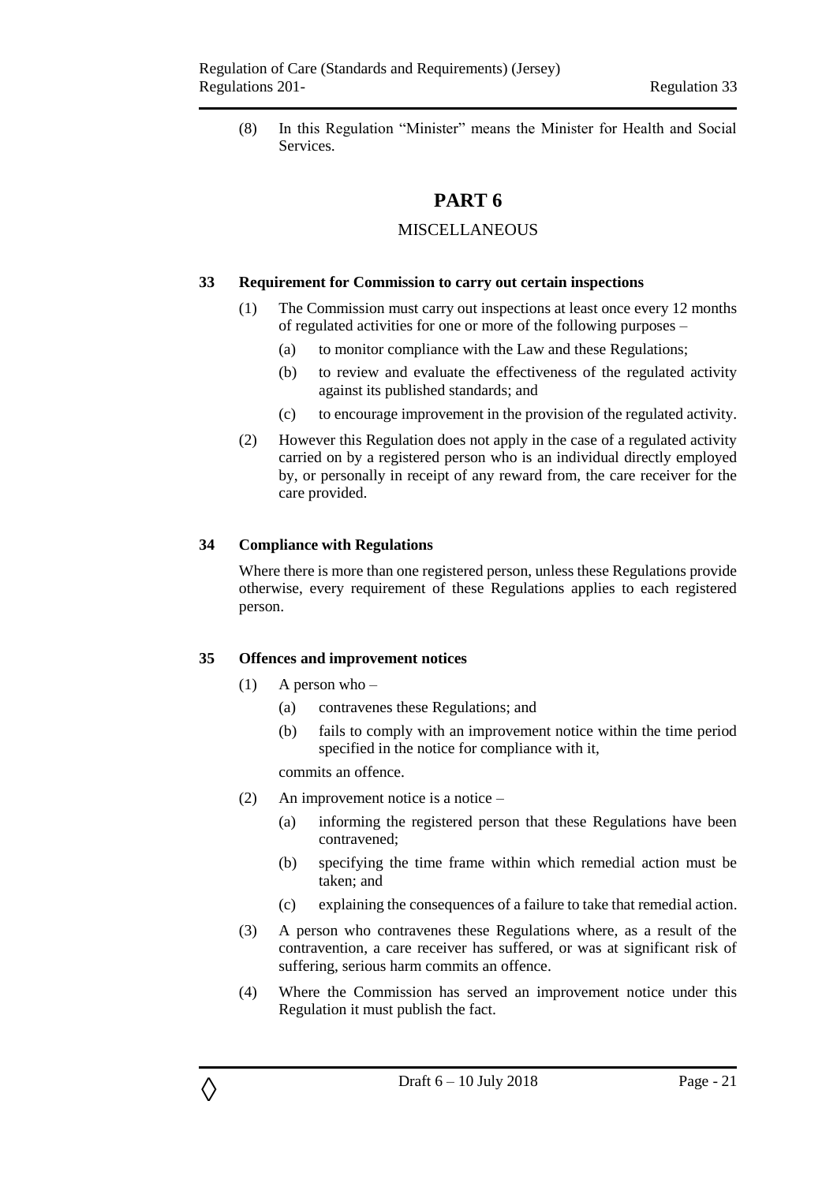(8) In this Regulation "Minister" means the Minister for Health and Social Services.

# PART 6

## MISCELLANEOUS

### 33 Requirement for Commission to carry out certain inspections

(1) The Commission must carry out inspections at least once every 12 months of regulated activities for one or more of the following purposes –

(a) to monitor compliance with the Law and these Regulations;

(b) to review and evaluate the effectiveness of the regulated activity against its published standards; and

(c) to encourage improvement in the provision of the regulated activity.

(2) However this Regulation does not apply in the case of a regulated activity carried on by a registered person who is an individual directly employed by, or personally in receipt of any reward from, the care receiver for the care provided.

### 34 Compliance with Regulations

Where there is more than one registered person, unless these Regulations provide otherwise, every requirement of these Regulations applies to each registered person.

### 35 Offences and improvement notices

(1) A person who –

(a) contravenes these Regulations; and

(b) fails to comply with an improvement notice within the time period specified in the notice for compliance with it,

commits an offence.

(2) An improvement notice is a notice –

(a) informing the registered person that these Regulations have been contravened;

(b) specifying the time frame within which remedial action must be taken; and

(c) explaining the consequences of a failure to take that remedial action.

(3) A person who contravenes these Regulations where, as a result of the contravention, a care receiver has suffered, or was at significant risk of suffering, serious harm commits an offence.

(4) Where the Commission has served an improvement notice under this Regulation it must publish the fact.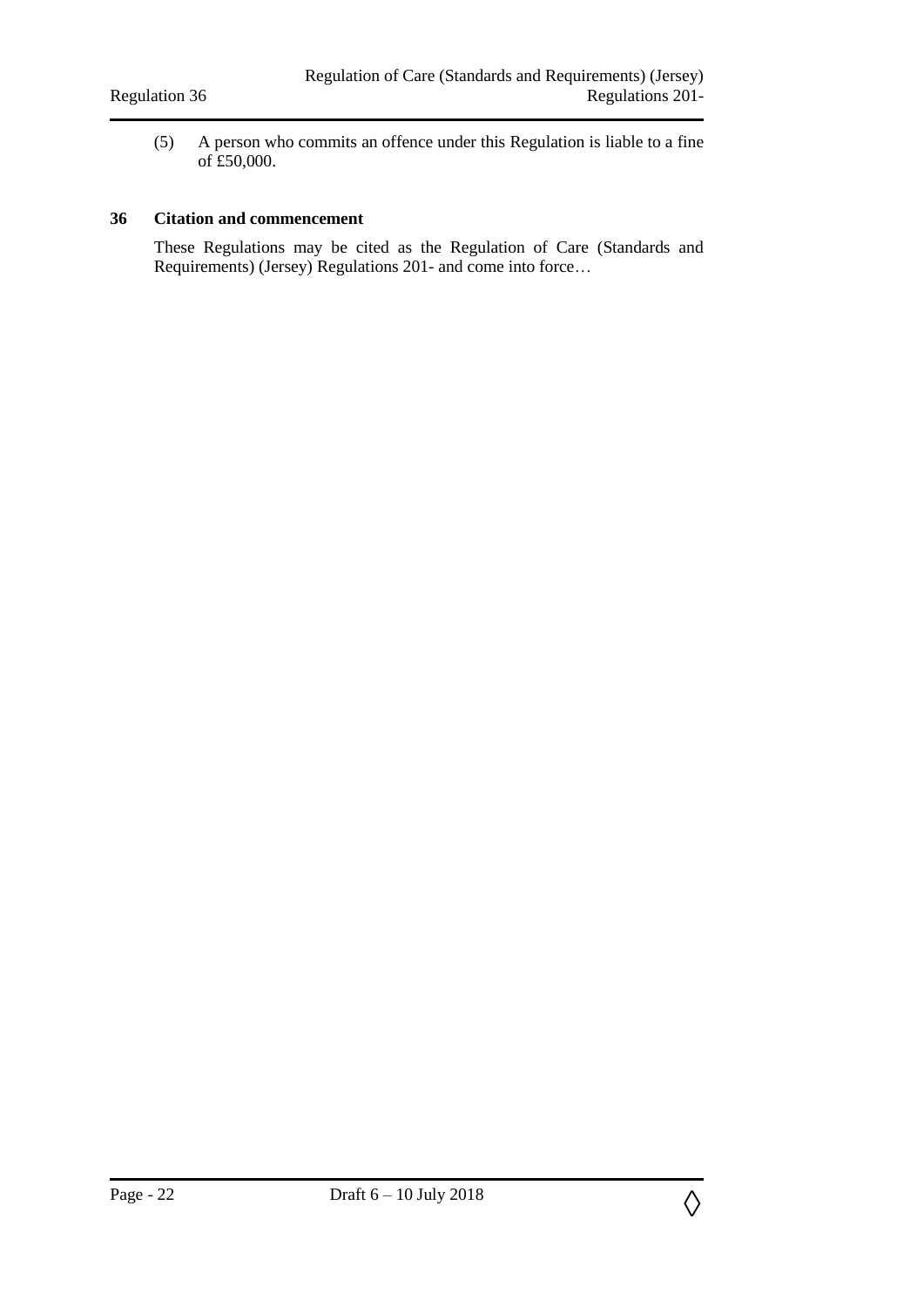(5) A person who commits an offence under this Regulation is liable to a fine of £50,000.

### 36 Citation and commencement

These Regulations may be cited as the Regulation of Care (Standards and Requirements) (Jersey) Regulations 201- and come into force…